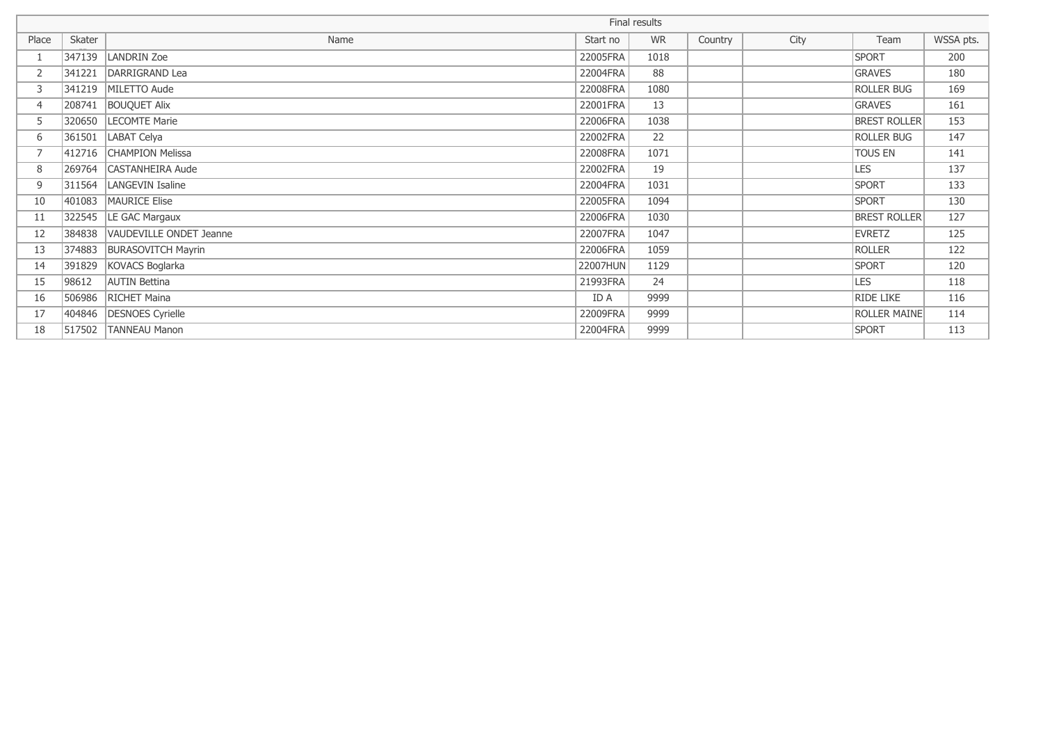| Final results | | | | | | | | |
|---|---|---|---|---|---|---|---|---|
| Place | Skater | Name | Start no | WR | Country | City | Team | WSSA pts. |
| 1 | 347139 | LANDRIN Zoe | 22005FRA | 1018 | | | SPORT | 200 |
| 2 | 341221 | DARRIGRAND Lea | 22004FRA | 88 | | | GRAVES | 180 |
| 3 | 341219 | MILETTO Aude | 22008FRA | 1080 | | | ROLLER BUG | 169 |
| 4 | 208741 | BOUQUET Alix | 22001FRA | 13 | | | GRAVES | 161 |
| 5 | 320650 | LECOMTE Marie | 22006FRA | 1038 | | | BREST ROLLER | 153 |
| 6 | 361501 | LABAT Celya | 22002FRA | 22 | | | ROLLER BUG | 147 |
| 7 | 412716 | CHAMPION Melissa | 22008FRA | 1071 | | | TOUS EN | 141 |
| 8 | 269764 | CASTANHEIRA Aude | 22002FRA | 19 | | | LES | 137 |
| 9 | 311564 | LANGEVIN Isaline | 22004FRA | 1031 | | | SPORT | 133 |
| 10 | 401083 | MAURICE Elise | 22005FRA | 1094 | | | SPORT | 130 |
| 11 | 322545 | LE GAC Margaux | 22006FRA | 1030 | | | BREST ROLLER | 127 |
| 12 | 384838 | VAUDEVILLE ONDET Jeanne | 22007FRA | 1047 | | | EVRETZ | 125 |
| 13 | 374883 | BURASOVITCH Mayrin | 22006FRA | 1059 | | | ROLLER | 122 |
| 14 | 391829 | KOVACS Boglarka | 22007HUN | 1129 | | | SPORT | 120 |
| 15 | 98612 | AUTIN Bettina | 21993FRA | 24 | | | LES | 118 |
| 16 | 506986 | RICHET Maina | ID A | 9999 | | | RIDE LIKE | 116 |
| 17 | 404846 | DESNOES Cyrielle | 22009FRA | 9999 | | | ROLLER MAINE | 114 |
| 18 | 517502 | TANNEAU Manon | 22004FRA | 9999 | | | SPORT | 113 |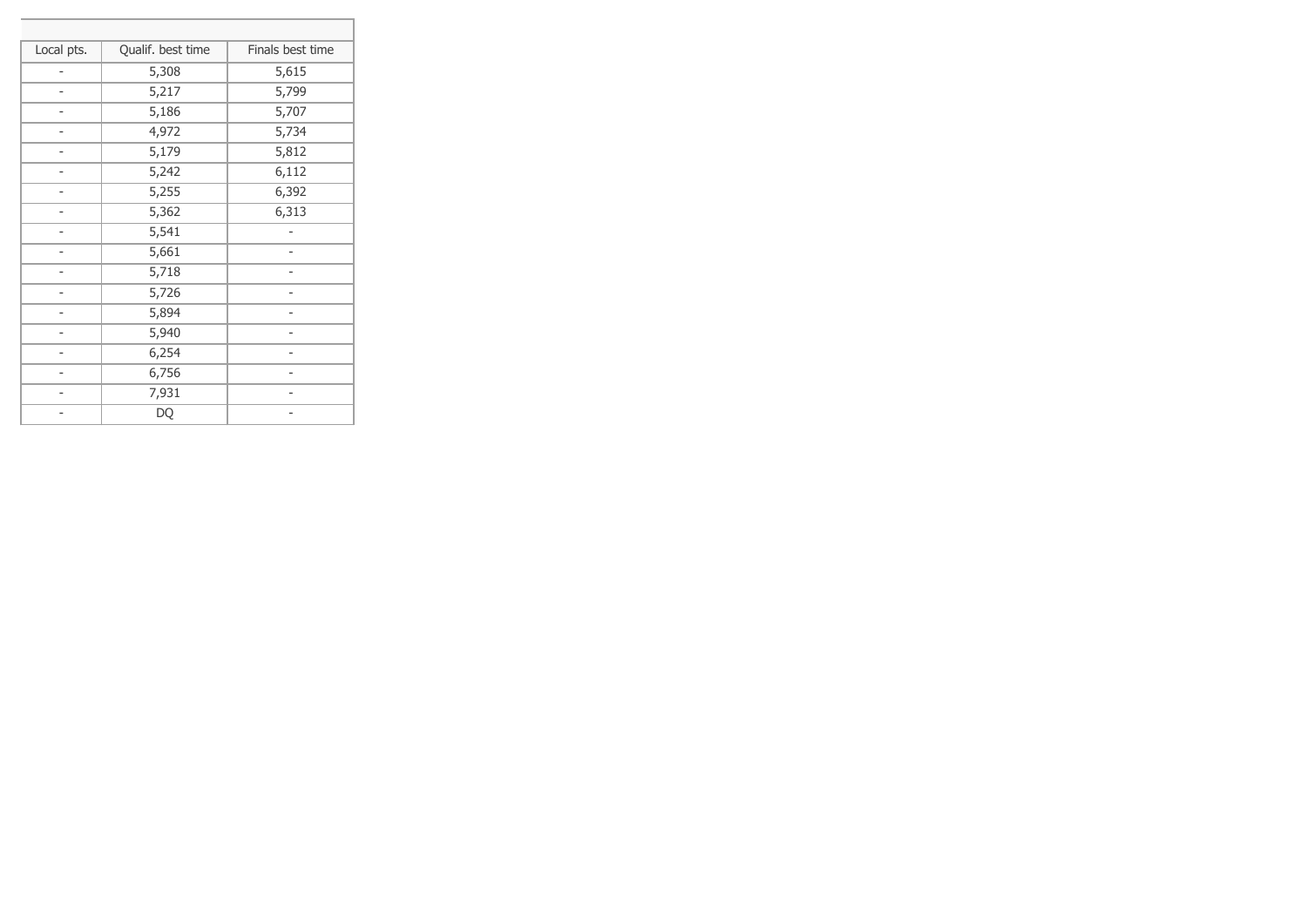| | | |
|---|---|---|
| Local pts. | Qualif. best time | Finals best time |
| - | 5,308 | 5,615 |
| - | 5,217 | 5,799 |
| - | 5,186 | 5,707 |
| - | 4,972 | 5,734 |
| - | 5,179 | 5,812 |
| - | 5,242 | 6,112 |
| - | 5,255 | 6,392 |
| - | 5,362 | 6,313 |
| - | 5,541 | - |
| - | 5,661 | - |
| - | 5,718 | - |
| - | 5,726 | - |
| - | 5,894 | - |
| - | 5,940 | - |
| - | 6,254 | - |
| - | 6,756 | - |
| - | 7,931 | - |
| - | DQ | - |